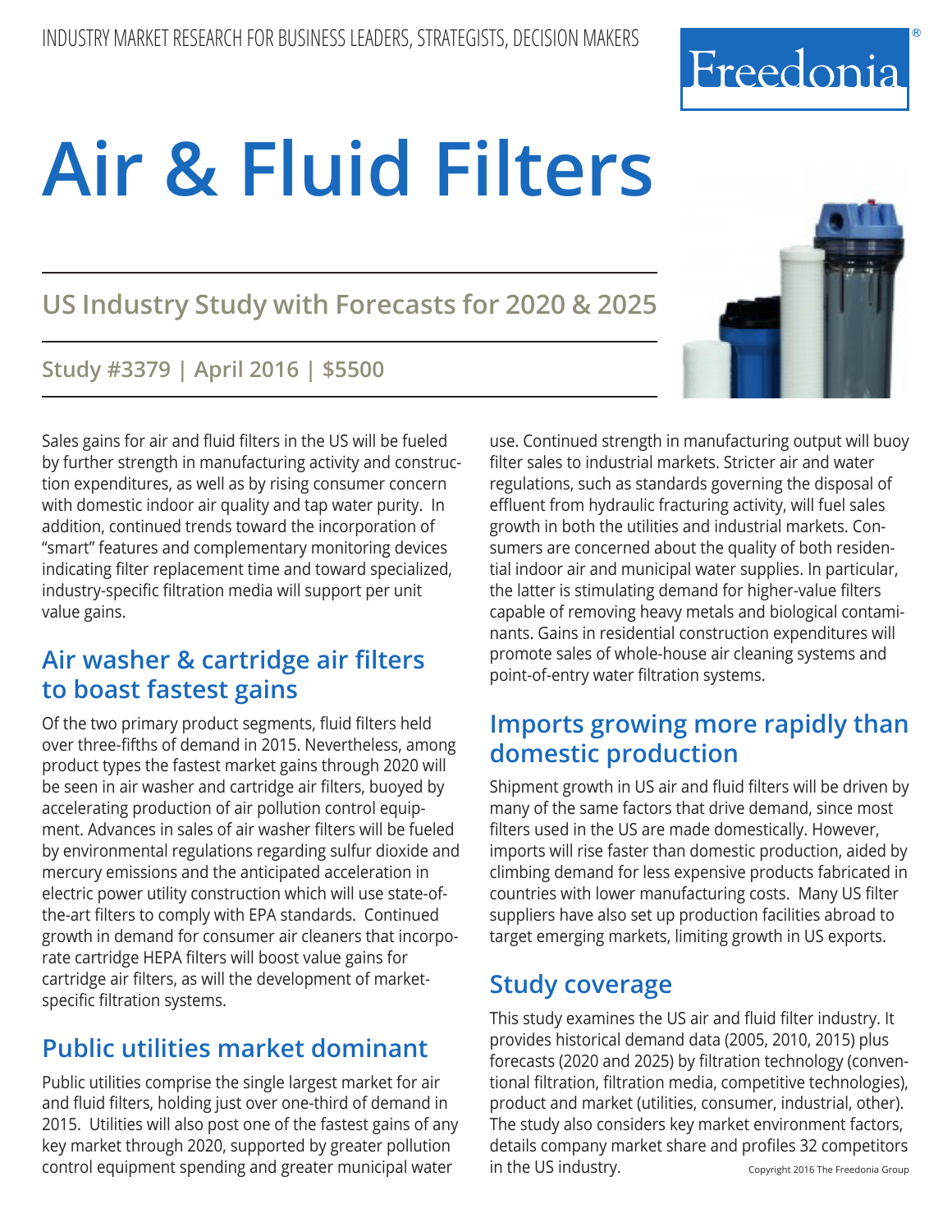INDUSTRY MARKET RESEARCH FOR BUSINESS LEADERS, STRATEGISTS, DECISION MAKERS

Freedonia®

# Air & Fluid Filters

## US Industry Study with Forecasts for 2020 & 2025

**Study #3379 | April 2016 | $5500**

Sales gains for air and fluid filters in the US will be fueled by further strength in manufacturing activity and construction expenditures, as well as by rising consumer concern with domestic indoor air quality and tap water purity. In addition, continued trends toward the incorporation of "smart" features and complementary monitoring devices indicating filter replacement time and toward specialized, industry-specific filtration media will support per unit value gains.

## Air washer & cartridge air filters to boast fastest gains

Of the two primary product segments, fluid filters held over three-fifths of demand in 2015. Nevertheless, among product types the fastest market gains through 2020 will be seen in air washer and cartridge air filters, buoyed by accelerating production of air pollution control equipment. Advances in sales of air washer filters will be fueled by environmental regulations regarding sulfur dioxide and mercury emissions and the anticipated acceleration in electric power utility construction which will use state-of-the-art filters to comply with EPA standards. Continued growth in demand for consumer air cleaners that incorporate cartridge HEPA filters will boost value gains for cartridge air filters, as will the development of market-specific filtration systems.

## Public utilities market dominant

Public utilities comprise the single largest market for air and fluid filters, holding just over one-third of demand in 2015. Utilities will also post one of the fastest gains of any key market through 2020, supported by greater pollution control equipment spending and greater municipal water use. Continued strength in manufacturing output will buoy filter sales to industrial markets. Stricter air and water regulations, such as standards governing the disposal of effluent from hydraulic fracturing activity, will fuel sales growth in both the utilities and industrial markets. Consumers are concerned about the quality of both residential indoor air and municipal water supplies. In particular, the latter is stimulating demand for higher-value filters capable of removing heavy metals and biological contaminants. Gains in residential construction expenditures will promote sales of whole-house air cleaning systems and point-of-entry water filtration systems.

## Imports growing more rapidly than domestic production

Shipment growth in US air and fluid filters will be driven by many of the same factors that drive demand, since most filters used in the US are made domestically. However, imports will rise faster than domestic production, aided by climbing demand for less expensive products fabricated in countries with lower manufacturing costs. Many US filter suppliers have also set up production facilities abroad to target emerging markets, limiting growth in US exports.

## Study coverage

This study examines the US air and fluid filter industry. It provides historical demand data (2005, 2010, 2015) plus forecasts (2020 and 2025) by filtration technology (conventional filtration, filtration media, competitive technologies), product and market (utilities, consumer, industrial, other). The study also considers key market environment factors, details company market share and profiles 32 competitors in the US industry.

Copyright 2016 The Freedonia Group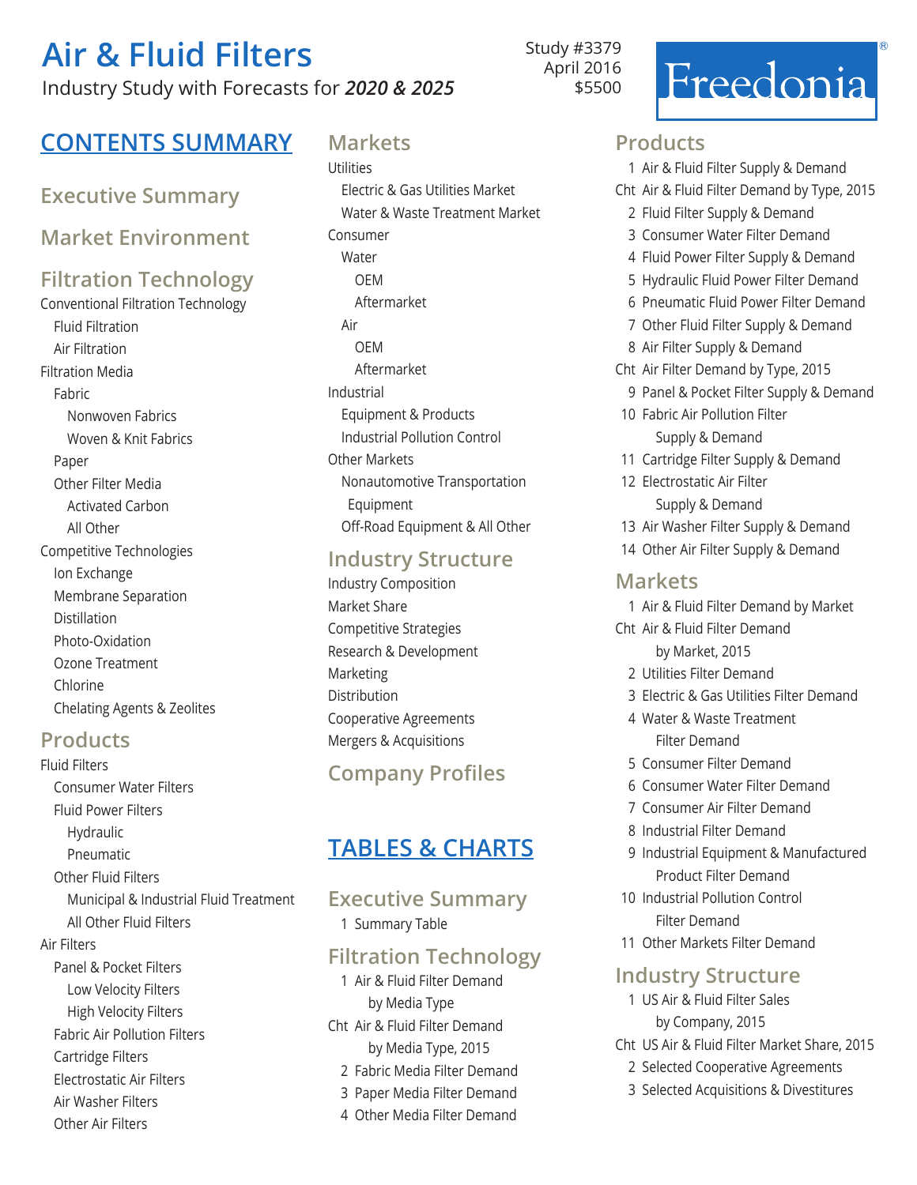# Air & Fluid Filters

Industry Study with Forecasts for ***2020 & 2025***

Study #3379
April 2016
$5500

Freedonia®

## CONTENTS SUMMARY

### Executive Summary

### Market Environment

### Filtration Technology

- Conventional Filtration Technology
  - Fluid Filtration
  - Air Filtration
- Filtration Media
  - Fabric
    - Nonwoven Fabrics
    - Woven & Knit Fabrics
  - Paper
  - Other Filter Media
    - Activated Carbon
    - All Other
- Competitive Technologies
  - Ion Exchange
  - Membrane Separation
  - Distillation
  - Photo-Oxidation
  - Ozone Treatment
  - Chlorine
  - Chelating Agents & Zeolites

### Products

- Fluid Filters
  - Consumer Water Filters
  - Fluid Power Filters
    - Hydraulic
    - Pneumatic
  - Other Fluid Filters
    - Municipal & Industrial Fluid Treatment
    - All Other Fluid Filters
- Air Filters
  - Panel & Pocket Filters
    - Low Velocity Filters
    - High Velocity Filters
  - Fabric Air Pollution Filters
  - Cartridge Filters
  - Electrostatic Air Filters
  - Air Washer Filters
  - Other Air Filters

### Markets

- Utilities
  - Electric & Gas Utilities Market
  - Water & Waste Treatment Market
- Consumer
  - Water
    - OEM
    - Aftermarket
  - Air
    - OEM
    - Aftermarket
- Industrial
  - Equipment & Products
  - Industrial Pollution Control
- Other Markets
  - Nonautomotive Transportation Equipment
  - Off-Road Equipment & All Other

### Industry Structure

- Industry Composition
- Market Share
- Competitive Strategies
- Research & Development
- Marketing
- Distribution
- Cooperative Agreements
- Mergers & Acquisitions

### Company Profiles

## TABLES & CHARTS

### Executive Summary

1 Summary Table

### Filtration Technology

1 Air & Fluid Filter Demand by Media Type
Cht Air & Fluid Filter Demand by Media Type, 2015
2 Fabric Media Filter Demand
3 Paper Media Filter Demand
4 Other Media Filter Demand

### Products

1 Air & Fluid Filter Supply & Demand
Cht Air & Fluid Filter Demand by Type, 2015
2 Fluid Filter Supply & Demand
3 Consumer Water Filter Demand
4 Fluid Power Filter Supply & Demand
5 Hydraulic Fluid Power Filter Demand
6 Pneumatic Fluid Power Filter Demand
7 Other Fluid Filter Supply & Demand
8 Air Filter Supply & Demand
Cht Air Filter Demand by Type, 2015
9 Panel & Pocket Filter Supply & Demand
10 Fabric Air Pollution Filter Supply & Demand
11 Cartridge Filter Supply & Demand
12 Electrostatic Air Filter Supply & Demand
13 Air Washer Filter Supply & Demand
14 Other Air Filter Supply & Demand

### Markets

1 Air & Fluid Filter Demand by Market
Cht Air & Fluid Filter Demand by Market, 2015
2 Utilities Filter Demand
3 Electric & Gas Utilities Filter Demand
4 Water & Waste Treatment Filter Demand
5 Consumer Filter Demand
6 Consumer Water Filter Demand
7 Consumer Air Filter Demand
8 Industrial Filter Demand
9 Industrial Equipment & Manufactured Product Filter Demand
10 Industrial Pollution Control Filter Demand
11 Other Markets Filter Demand

### Industry Structure

1 US Air & Fluid Filter Sales by Company, 2015
Cht US Air & Fluid Filter Market Share, 2015
2 Selected Cooperative Agreements
3 Selected Acquisitions & Divestitures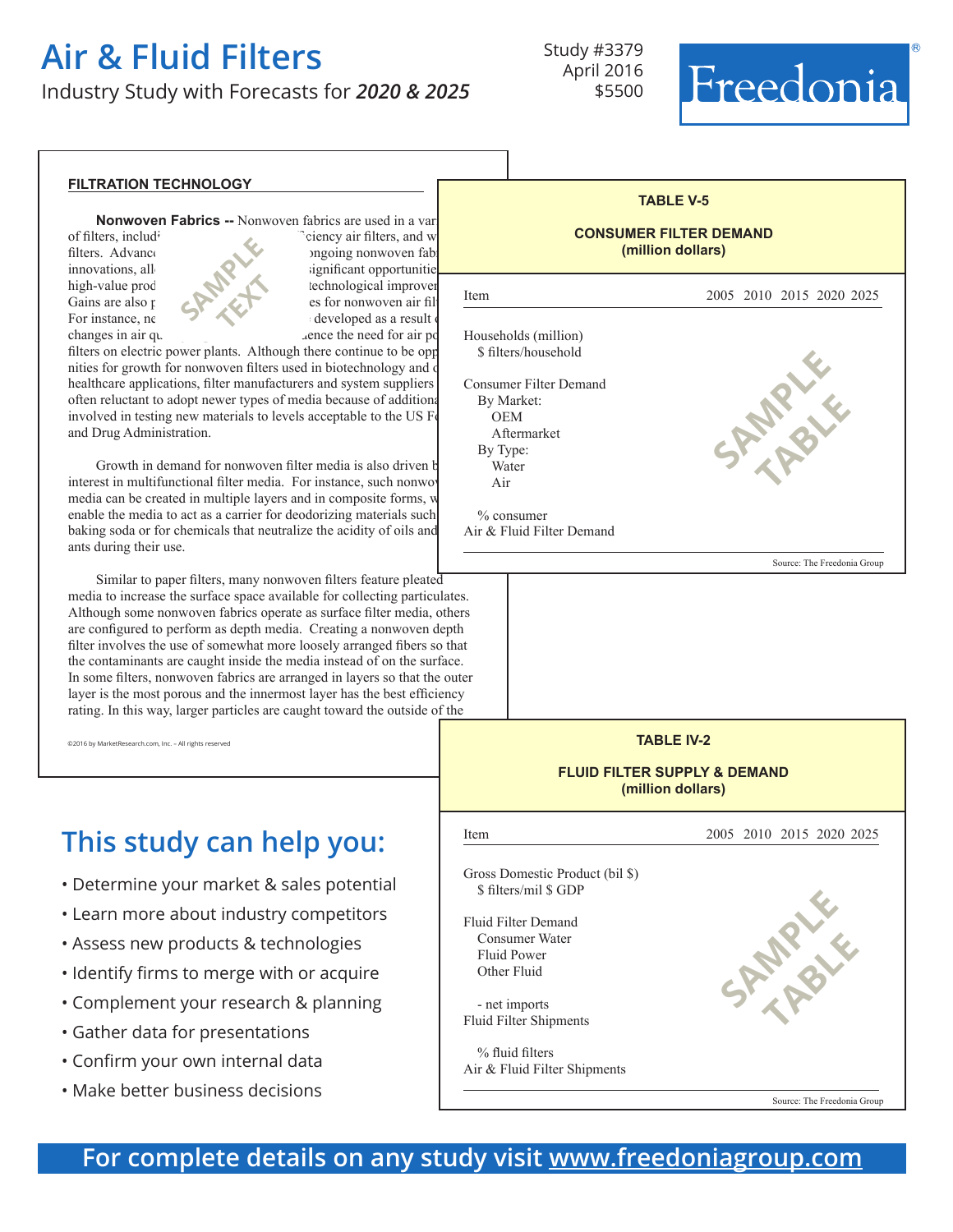# Air & Fluid Filters

Industry Study with Forecasts for ***2020 & 2025***

Study #3379
April 2016
$5500

Freedonia®

## FILTRATION TECHNOLOGY

**Nonwoven Fabrics --** Nonwoven fabrics are used in a var of filters, includ ciency air filters, and w filters. Advanc ongoing nonwoven fab innovations, all significant opportunitie high-value prod technological improver Gains are also p es for nonwoven air fil For instance, ne developed as a result changes in air qu ence the need for air po filters on electric power plants. Although there continue to be opp nities for growth for nonwoven filters used in biotechnology and healthcare applications, filter manufacturers and system suppliers often reluctant to adopt newer types of media because of addition involved in testing new materials to levels acceptable to the US F and Drug Administration.

SAMPLE TEXT

Growth in demand for nonwoven filter media is also driven b interest in multifunctional filter media. For instance, such nonwo media can be created in multiple layers and in composite forms, w enable the media to act as a carrier for deodorizing materials such baking soda or for chemicals that neutralize the acidity of oils and ants during their use.

Similar to paper filters, many nonwoven filters feature pleated media to increase the surface space available for collecting particulates. Although some nonwoven fabrics operate as surface filter media, others are configured to perform as depth media. Creating a nonwoven depth filter involves the use of somewhat more loosely arranged fibers so that the contaminants are caught inside the media instead of on the surface. In some filters, nonwoven fabrics are arranged in layers so that the outer layer is the most porous and the innermost layer has the best efficiency rating. In this way, larger particles are caught toward the outside of the

©2016 by MarketResearch.com, Inc. – All rights reserved

**TABLE V-5**

**CONSUMER FILTER DEMAND**
**(million dollars)**

| Item | 2005 | 2010 | 2015 | 2020 | 2025 |
|---|---|---|---|---|---|
| Households (million) | | | | | |
| $ filters/household | | | | | |
| Consumer Filter Demand | | | | | |
| By Market: | | | | | |
| OEM | | | | | |
| Aftermarket | | | | | |
| By Type: | | | | | |
| Water | | | | | |
| Air | | | | | |
| % consumer | | | | | |
| Air & Fluid Filter Demand | | | | | |

SAMPLE TABLE

Source: The Freedonia Group

**TABLE IV-2**

**FLUID FILTER SUPPLY & DEMAND**
**(million dollars)**

| Item | 2005 | 2010 | 2015 | 2020 | 2025 |
|---|---|---|---|---|---|
| Gross Domestic Product (bil $) | | | | | |
| $ filters/mil $ GDP | | | | | |
| Fluid Filter Demand | | | | | |
| Consumer Water | | | | | |
| Fluid Power | | | | | |
| Other Fluid | | | | | |
| - net imports | | | | | |
| Fluid Filter Shipments | | | | | |
| % fluid filters | | | | | |
| Air & Fluid Filter Shipments | | | | | |

SAMPLE TABLE

Source: The Freedonia Group

## This study can help you:

- Determine your market & sales potential
- Learn more about industry competitors
- Assess new products & technologies
- Identify firms to merge with or acquire
- Complement your research & planning
- Gather data for presentations
- Confirm your own internal data
- Make better business decisions

**For complete details on any study visit www.freedoniagroup.com**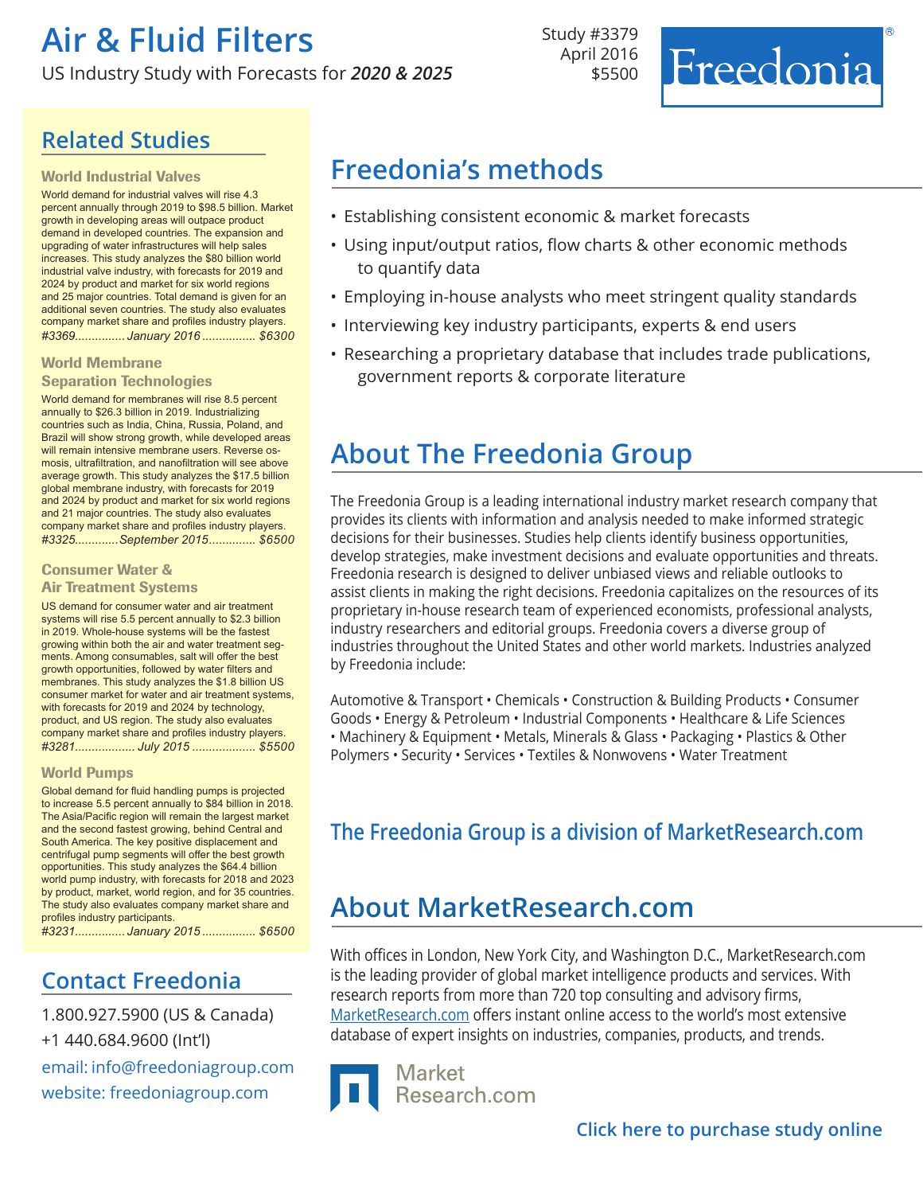# Air & Fluid Filters

US Industry Study with Forecasts for ***2020 & 2025***

Study #3379
April 2016
$5500

Freedonia

## Related Studies

### World Industrial Valves

World demand for industrial valves will rise 4.3 percent annually through 2019 to $98.5 billion. Market growth in developing areas will outpace product demand in developed countries. The expansion and upgrading of water infrastructures will help sales increases. This study analyzes the $80 billion world industrial valve industry, with forecasts for 2019 and 2024 by product and market for six world regions and 25 major countries. Total demand is given for an additional seven countries. The study also evaluates company market share and profiles industry players.

*#3369.............. January 2016 ................ $6300*

### World Membrane Separation Technologies

World demand for membranes will rise 8.5 percent annually to $26.3 billion in 2019. Industrializing countries such as India, China, Russia, Poland, and Brazil will show strong growth, while developed areas will remain intensive membrane users. Reverse osmosis, ultrafiltration, and nanofiltration will see above average growth. This study analyzes the $17.5 billion global membrane industry, with forecasts for 2019 and 2024 by product and market for six world regions and 21 major countries. The study also evaluates company market share and profiles industry players.

*#3325.............September 2015............. $6500*

### Consumer Water & Air Treatment Systems

US demand for consumer water and air treatment systems will rise 5.5 percent annually to $2.3 billion in 2019. Whole-house systems will be the fastest growing within both the air and water treatment segments. Among consumables, salt will offer the best growth opportunities, followed by water filters and membranes. This study analyzes the $1.8 billion US consumer market for water and air treatment systems, with forecasts for 2019 and 2024 by technology, product, and US region. The study also evaluates company market share and profiles industry players.

*#3281................. July 2015 .................. $5500*

### World Pumps

Global demand for fluid handling pumps is projected to increase 5.5 percent annually to $84 billion in 2018. The Asia/Pacific region will remain the largest market and the second fastest growing, behind Central and South America. The key positive displacement and centrifugal pump segments will offer the best growth opportunities. This study analyzes the $64.4 billion world pump industry, with forecasts for 2018 and 2023 by product, market, world region, and for 35 countries. The study also evaluates company market share and profiles industry participants.

*#3231.............. January 2015 ................ $6500*

## Contact Freedonia

1.800.927.5900 (US & Canada)
+1 440.684.9600 (Int'l)
email: info@freedoniagroup.com
website: freedoniagroup.com

## Freedonia's methods

- Establishing consistent economic & market forecasts
- Using input/output ratios, flow charts & other economic methods to quantify data
- Employing in-house analysts who meet stringent quality standards
- Interviewing key industry participants, experts & end users
- Researching a proprietary database that includes trade publications, government reports & corporate literature

## About The Freedonia Group

The Freedonia Group is a leading international industry market research company that provides its clients with information and analysis needed to make informed strategic decisions for their businesses. Studies help clients identify business opportunities, develop strategies, make investment decisions and evaluate opportunities and threats. Freedonia research is designed to deliver unbiased views and reliable outlooks to assist clients in making the right decisions. Freedonia capitalizes on the resources of its proprietary in-house research team of experienced economists, professional analysts, industry researchers and editorial groups. Freedonia covers a diverse group of industries throughout the United States and other world markets. Industries analyzed by Freedonia include:

Automotive & Transport • Chemicals • Construction & Building Products • Consumer Goods • Energy & Petroleum • Industrial Components • Healthcare & Life Sciences • Machinery & Equipment • Metals, Minerals & Glass • Packaging • Plastics & Other Polymers • Security • Services • Textiles & Nonwovens • Water Treatment

### The Freedonia Group is a division of MarketResearch.com

## About MarketResearch.com

With offices in London, New York City, and Washington D.C., MarketResearch.com is the leading provider of global market intelligence products and services. With research reports from more than 720 top consulting and advisory firms, MarketResearch.com offers instant online access to the world's most extensive database of expert insights on industries, companies, products, and trends.

Market Research.com

**Click here to purchase study online**